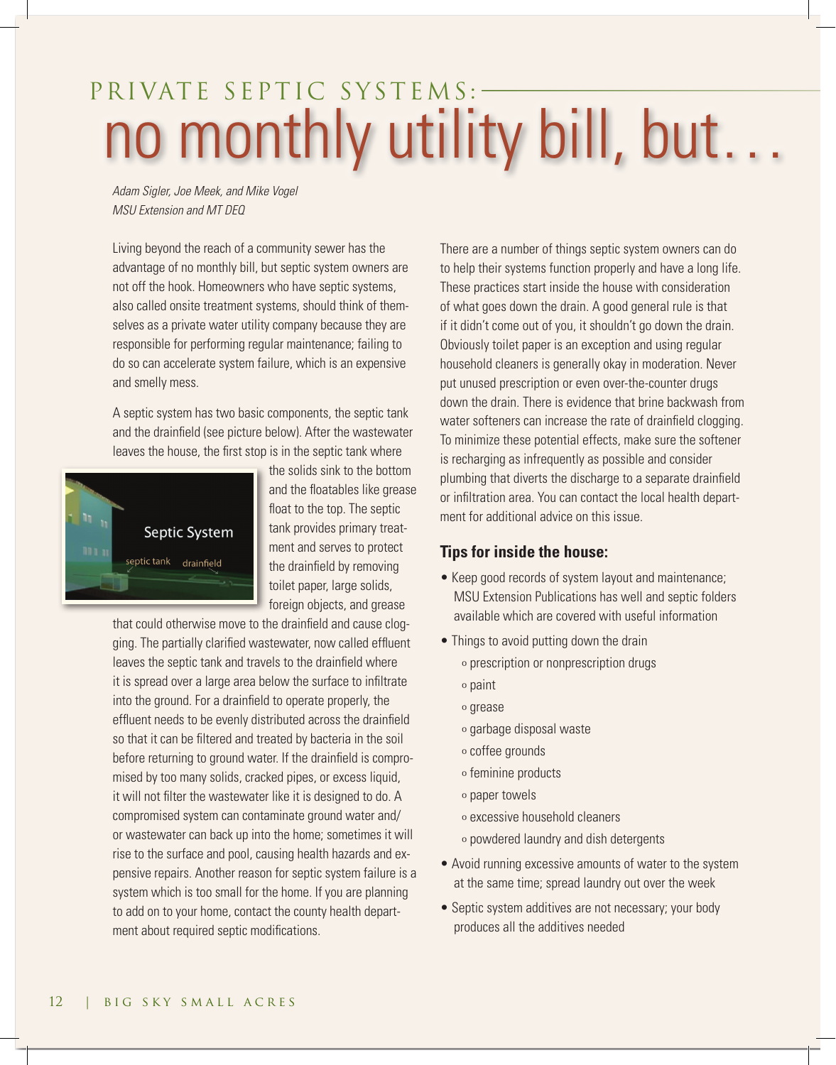# PRIVATE SEPTIC SYSTEMS: no monthly utility bill, but...

*Adam Sigler, Joe Meek, and Mike Vogel*
*MSU Extension and MT DEQ*

Living beyond the reach of a community sewer has the advantage of no monthly bill, but septic system owners are not off the hook. Homeowners who have septic systems, also called onsite treatment systems, should think of themselves as a private water utility company because they are responsible for performing regular maintenance; failing to do so can accelerate system failure, which is an expensive and smelly mess.

A septic system has two basic components, the septic tank and the drainfield (see picture below). After the wastewater leaves the house, the first stop is in the septic tank where the solids sink to the bottom and the floatables like grease float to the top. The septic tank provides primary treatment and serves to protect the drainfield by removing toilet paper, large solids, foreign objects, and grease that could otherwise move to the drainfield and cause clogging. The partially clarified wastewater, now called effluent leaves the septic tank and travels to the drainfield where it is spread over a large area below the surface to infiltrate into the ground. For a drainfield to operate properly, the effluent needs to be evenly distributed across the drainfield so that it can be filtered and treated by bacteria in the soil before returning to ground water. If the drainfield is compromised by too many solids, cracked pipes, or excess liquid, it will not filter the wastewater like it is designed to do. A compromised system can contaminate ground water and/or wastewater can back up into the home; sometimes it will rise to the surface and pool, causing health hazards and expensive repairs. Another reason for septic system failure is a system which is too small for the home. If you are planning to add on to your home, contact the county health department about required septic modifications.

There are a number of things septic system owners can do to help their systems function properly and have a long life. These practices start inside the house with consideration of what goes down the drain. A good general rule is that if it didn't come out of you, it shouldn't go down the drain. Obviously toilet paper is an exception and using regular household cleaners is generally okay in moderation. Never put unused prescription or even over-the-counter drugs down the drain. There is evidence that brine backwash from water softeners can increase the rate of drainfield clogging. To minimize these potential effects, make sure the softener is recharging as infrequently as possible and consider plumbing that diverts the discharge to a separate drainfield or infiltration area. You can contact the local health department for additional advice on this issue.

## Tips for inside the house:

- Keep good records of system layout and maintenance; MSU Extension Publications has well and septic folders available which are covered with useful information
- Things to avoid putting down the drain
  - prescription or nonprescription drugs
  - paint
  - grease
  - garbage disposal waste
  - coffee grounds
  - feminine products
  - paper towels
  - excessive household cleaners
  - powdered laundry and dish detergents
- Avoid running excessive amounts of water to the system at the same time; spread laundry out over the week
- Septic system additives are not necessary; your body produces all the additives needed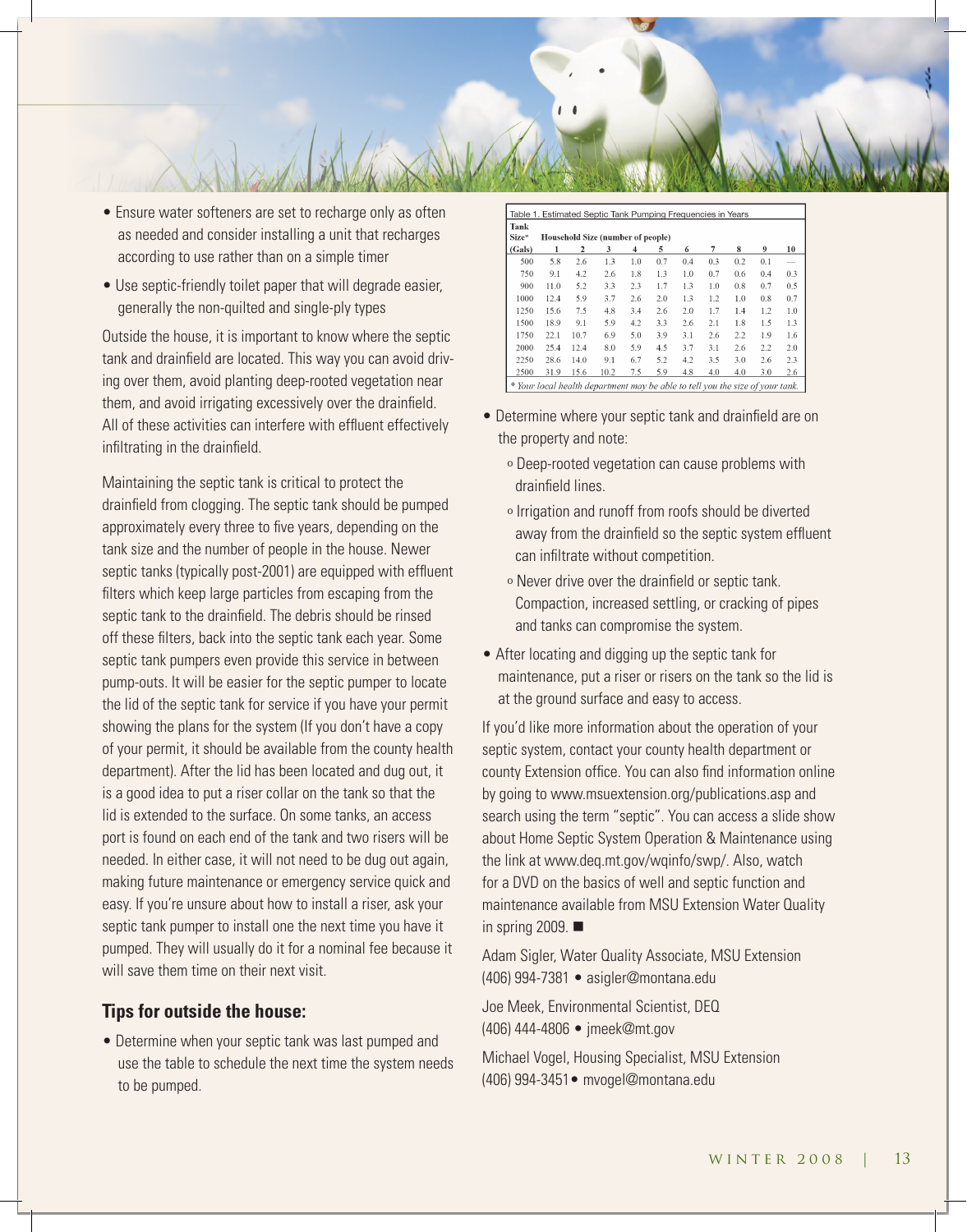- Ensure water softeners are set to recharge only as often as needed and consider installing a unit that recharges according to use rather than on a simple timer
- Use septic-friendly toilet paper that will degrade easier, generally the non-quilted and single-ply types

Outside the house, it is important to know where the septic tank and drainfield are located. This way you can avoid driving over them, avoid planting deep-rooted vegetation near them, and avoid irrigating excessively over the drainfield. All of these activities can interfere with effluent effectively infiltrating in the drainfield.

Maintaining the septic tank is critical to protect the drainfield from clogging. The septic tank should be pumped approximately every three to five years, depending on the tank size and the number of people in the house. Newer septic tanks (typically post-2001) are equipped with effluent filters which keep large particles from escaping from the septic tank to the drainfield. The debris should be rinsed off these filters, back into the septic tank each year. Some septic tank pumpers even provide this service in between pump-outs. It will be easier for the septic pumper to locate the lid of the septic tank for service if you have your permit showing the plans for the system (If you don't have a copy of your permit, it should be available from the county health department). After the lid has been located and dug out, it is a good idea to put a riser collar on the tank so that the lid is extended to the surface. On some tanks, an access port is found on each end of the tank and two risers will be needed. In either case, it will not need to be dug out again, making future maintenance or emergency service quick and easy. If you're unsure about how to install a riser, ask your septic tank pumper to install one the next time you have it pumped. They will usually do it for a nominal fee because it will save them time on their next visit.

## Tips for outside the house:

- Determine when your septic tank was last pumped and use the table to schedule the next time the system needs to be pumped.

Table 1. Estimated Septic Tank Pumping Frequencies in Years

| Tank Size* (Gals) | Household Size (number of people) 1 | 2 | 3 | 4 | 5 | 6 | 7 | 8 | 9 | 10 |
|---|---|---|---|---|---|---|---|---|---|---|
| 500 | 5.8 | 2.6 | 1.3 | 1.0 | 0.7 | 0.4 | 0.3 | 0.2 | 0.1 | — |
| 750 | 9.1 | 4.2 | 2.6 | 1.8 | 1.3 | 1.0 | 0.7 | 0.6 | 0.4 | 0.3 |
| 900 | 11.0 | 5.2 | 3.3 | 2.3 | 1.7 | 1.3 | 1.0 | 0.8 | 0.7 | 0.5 |
| 1000 | 12.4 | 5.9 | 3.7 | 2.6 | 2.0 | 1.3 | 1.2 | 1.0 | 0.8 | 0.7 |
| 1250 | 15.6 | 7.5 | 4.8 | 3.4 | 2.6 | 2.0 | 1.7 | 1.4 | 1.2 | 1.0 |
| 1500 | 18.9 | 9.1 | 5.9 | 4.2 | 3.3 | 2.6 | 2.1 | 1.8 | 1.5 | 1.3 |
| 1750 | 22.1 | 10.7 | 6.9 | 5.0 | 3.9 | 3.1 | 2.6 | 2.2 | 1.9 | 1.6 |
| 2000 | 25.4 | 12.4 | 8.0 | 5.9 | 4.5 | 3.7 | 3.1 | 2.6 | 2.2 | 2.0 |
| 2250 | 28.6 | 14.0 | 9.1 | 6.7 | 5.2 | 4.2 | 3.5 | 3.0 | 2.6 | 2.3 |
| 2500 | 31.9 | 15.6 | 10.2 | 7.5 | 5.9 | 4.8 | 4.0 | 4.0 | 3.0 | 2.6 |

*\* Your local health department may be able to tell you the size of your tank.*

- Determine where your septic tank and drainfield are on the property and note:
  - Deep-rooted vegetation can cause problems with drainfield lines.
  - Irrigation and runoff from roofs should be diverted away from the drainfield so the septic system effluent can infiltrate without competition.
  - Never drive over the drainfield or septic tank. Compaction, increased settling, or cracking of pipes and tanks can compromise the system.
- After locating and digging up the septic tank for maintenance, put a riser or risers on the tank so the lid is at the ground surface and easy to access.

If you'd like more information about the operation of your septic system, contact your county health department or county Extension office. You can also find information online by going to www.msuextension.org/publications.asp and search using the term "septic". You can access a slide show about Home Septic System Operation & Maintenance using the link at www.deq.mt.gov/wqinfo/swp/. Also, watch for a DVD on the basics of well and septic function and maintenance available from MSU Extension Water Quality in spring 2009. ■

Adam Sigler, Water Quality Associate, MSU Extension
(406) 994-7381 • asigler@montana.edu

Joe Meek, Environmental Scientist, DEQ
(406) 444-4806 • jmeek@mt.gov

Michael Vogel, Housing Specialist, MSU Extension
(406) 994-3451 • mvogel@montana.edu